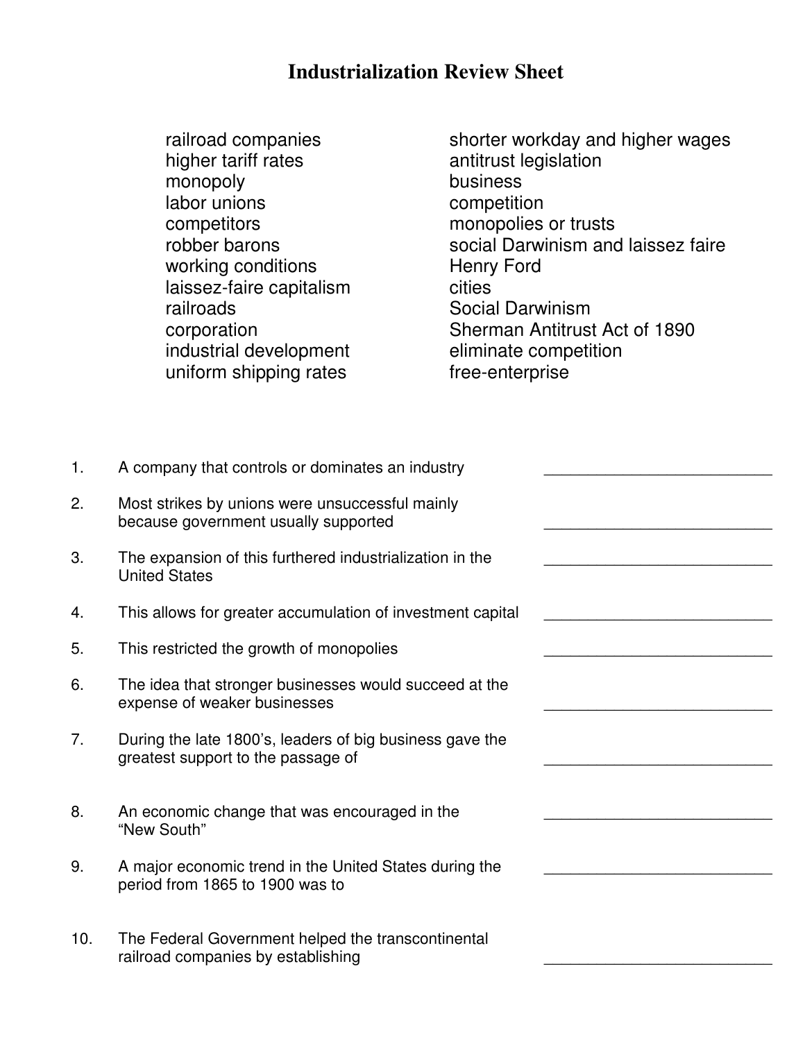# Industrialization Review Sheet

| | |
|---|---|
| railroad companies | shorter workday and higher wages |
| higher tariff rates | antitrust legislation |
| monopoly | business |
| labor unions | competition |
| competitors | monopolies or trusts |
| robber barons | social Darwinism and laissez faire |
| working conditions | Henry Ford |
| laissez-faire capitalism | cities |
| railroads | Social Darwinism |
| corporation | Sherman Antitrust Act of 1890 |
| industrial development | eliminate competition |
| uniform shipping rates | free-enterprise |

1. A company that controls or dominates an industry ___________________________

2. Most strikes by unions were unsuccessful mainly because government usually supported ___________________________

3. The expansion of this furthered industrialization in the United States ___________________________

4. This allows for greater accumulation of investment capital ___________________________

5. This restricted the growth of monopolies ___________________________

6. The idea that stronger businesses would succeed at the expense of weaker businesses ___________________________

7. During the late 1800's, leaders of big business gave the greatest support to the passage of ___________________________

8. An economic change that was encouraged in the "New South" ___________________________

9. A major economic trend in the United States during the period from 1865 to 1900 was to ___________________________

10. The Federal Government helped the transcontinental railroad companies by establishing ___________________________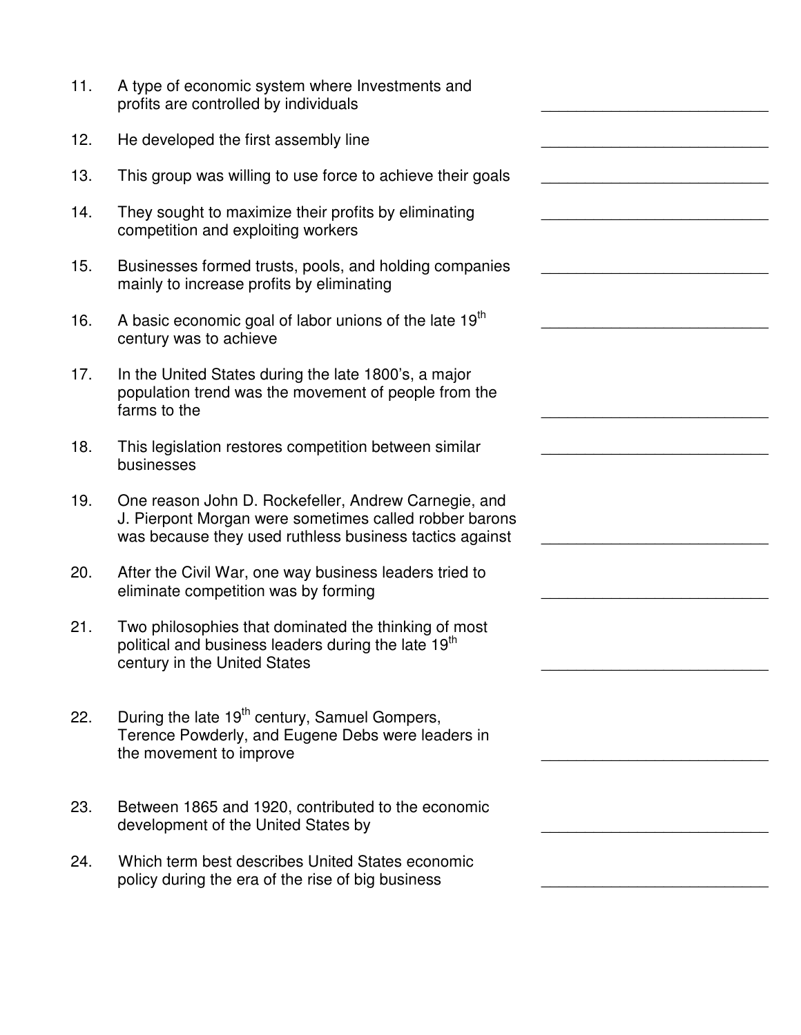11. A type of economic system where Investments and profits are controlled by individuals ___________________________

12. He developed the first assembly line ___________________________

13. This group was willing to use force to achieve their goals ___________________________

14. They sought to maximize their profits by eliminating competition and exploiting workers ___________________________

15. Businesses formed trusts, pools, and holding companies mainly to increase profits by eliminating ___________________________

16. A basic economic goal of labor unions of the late 19th century was to achieve ___________________________

17. In the United States during the late 1800's, a major population trend was the movement of people from the farms to the ___________________________

18. This legislation restores competition between similar businesses ___________________________

19. One reason John D. Rockefeller, Andrew Carnegie, and J. Pierpont Morgan were sometimes called robber barons was because they used ruthless business tactics against ___________________________

20. After the Civil War, one way business leaders tried to eliminate competition was by forming ___________________________

21. Two philosophies that dominated the thinking of most political and business leaders during the late 19th century in the United States ___________________________

22. During the late 19th century, Samuel Gompers, Terence Powderly, and Eugene Debs were leaders in the movement to improve ___________________________

23. Between 1865 and 1920, contributed to the economic development of the United States by ___________________________

24. Which term best describes United States economic policy during the era of the rise of big business ___________________________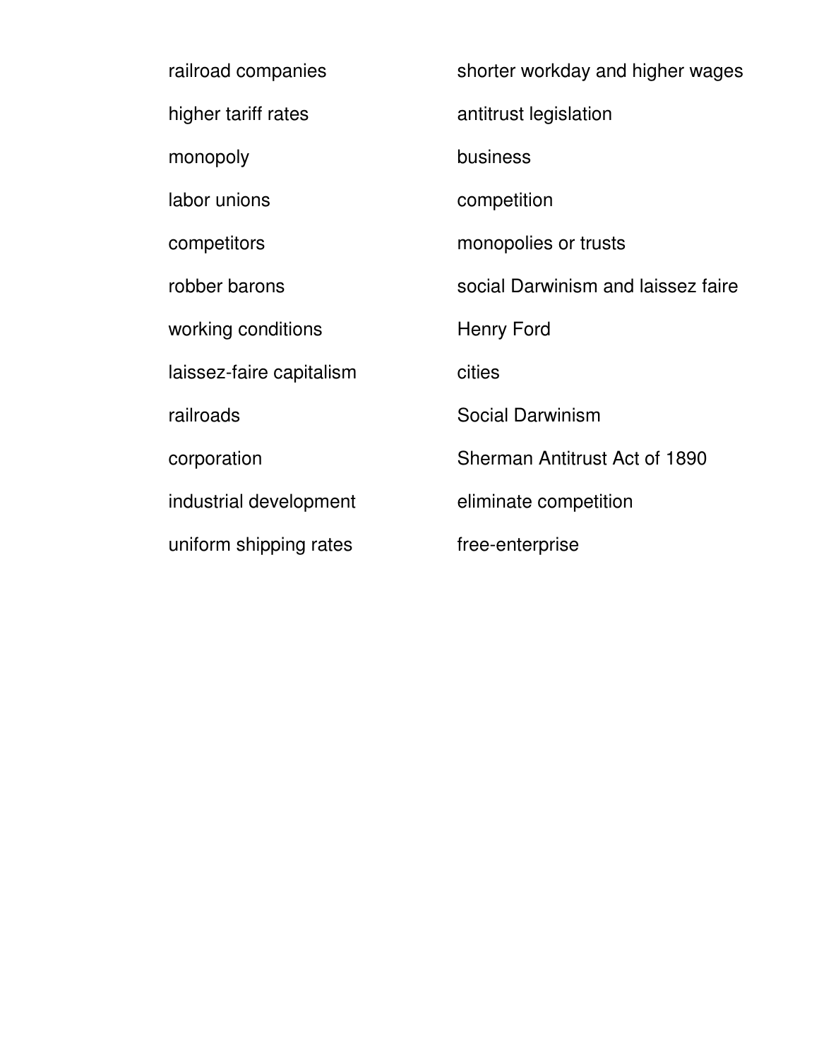| | |
|---|---|
| railroad companies | shorter workday and higher wages |
| higher tariff rates | antitrust legislation |
| monopoly | business |
| labor unions | competition |
| competitors | monopolies or trusts |
| robber barons | social Darwinism and laissez faire |
| working conditions | Henry Ford |
| laissez-faire capitalism | cities |
| railroads | Social Darwinism |
| corporation | Sherman Antitrust Act of 1890 |
| industrial development | eliminate competition |
| uniform shipping rates | free-enterprise |